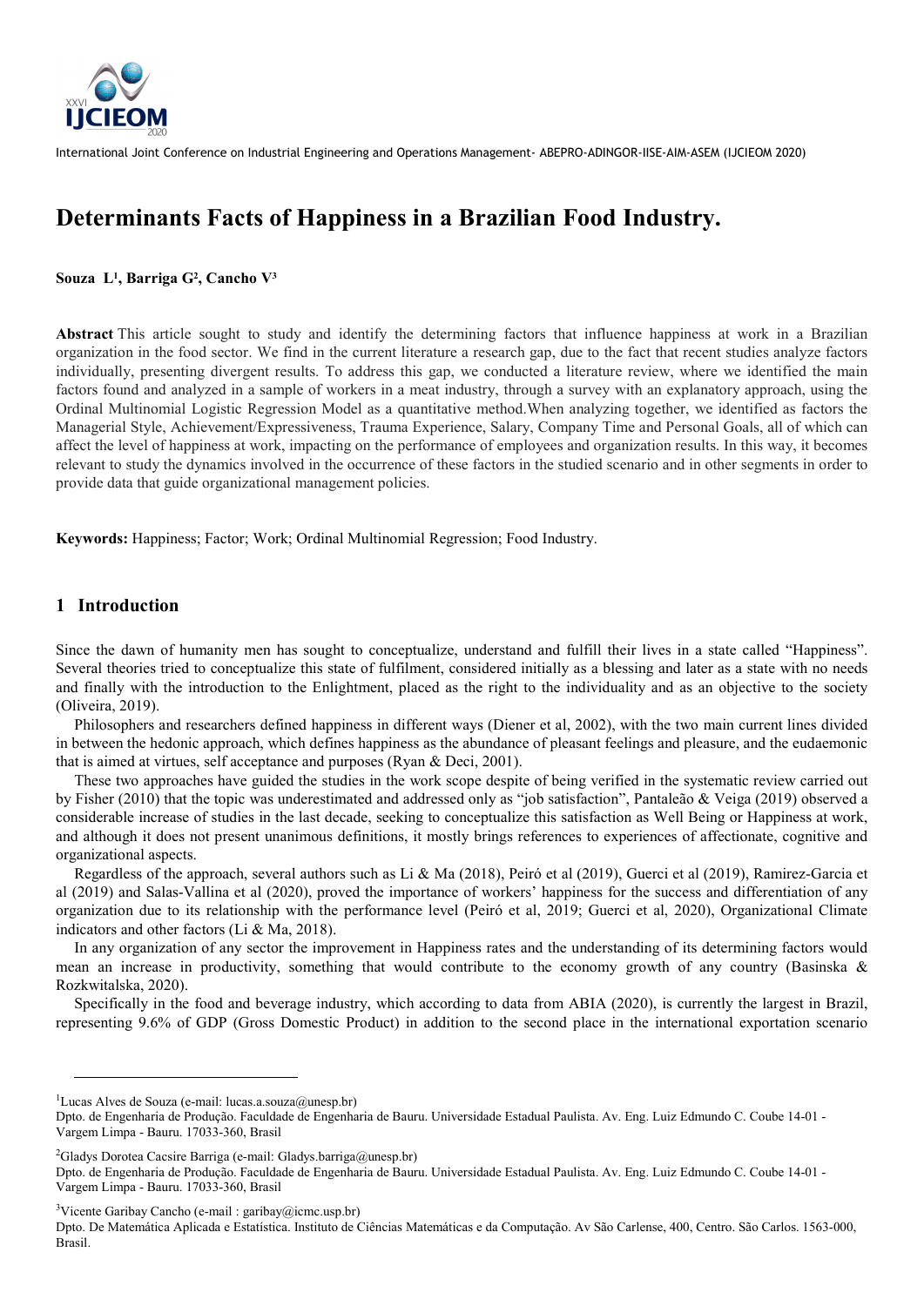# Determinants Facts of Happiness in a Brazilian Food Industry.

**Souza L[1], Barriga G[2], Cancho V[3]**

**Abstract** This article sought to study and identify the determining factors that influence happiness at work in a Brazilian organization in the food sector. We find in the current literature a research gap, due to the fact that recent studies analyze factors individually, presenting divergent results. To address this gap, we conducted a literature review, where we identified the main factors found and analyzed in a sample of workers in a meat industry, through a survey with an explanatory approach, using the Ordinal Multinomial Logistic Regression Model as a quantitative method.When analyzing together, we identified as factors the Managerial Style, Achievement/Expressiveness, Trauma Experience, Salary, Company Time and Personal Goals, all of which can affect the level of happiness at work, impacting on the performance of employees and organization results. In this way, it becomes relevant to study the dynamics involved in the occurrence of these factors in the studied scenario and in other segments in order to provide data that guide organizational management policies.

**Keywords:** Happiness; Factor; Work; Ordinal Multinomial Regression; Food Industry.

## 1 Introduction

Since the dawn of humanity men has sought to conceptualize, understand and fulfill their lives in a state called "Happiness". Several theories tried to conceptualize this state of fulfilment, considered initially as a blessing and later as a state with no needs and finally with the introduction to the Enlightment, placed as the right to the individuality and as an objective to the society (Oliveira, 2019).

Philosophers and researchers defined happiness in different ways (Diener et al, 2002), with the two main current lines divided in between the hedonic approach, which defines happiness as the abundance of pleasant feelings and pleasure, and the eudaemonic that is aimed at virtues, self acceptance and purposes (Ryan & Deci, 2001).

These two approaches have guided the studies in the work scope despite of being verified in the systematic review carried out by Fisher (2010) that the topic was underestimated and addressed only as "job satisfaction", Pantaleão & Veiga (2019) observed a considerable increase of studies in the last decade, seeking to conceptualize this satisfaction as Well Being or Happiness at work, and although it does not present unanimous definitions, it mostly brings references to experiences of affectionate, cognitive and organizational aspects.

Regardless of the approach, several authors such as Li & Ma (2018), Peiró et al (2019), Guerci et al (2019), Ramirez-Garcia et al (2019) and Salas-Vallina et al (2020), proved the importance of workers' happiness for the success and differentiation of any organization due to its relationship with the performance level (Peiró et al, 2019; Guerci et al, 2020), Organizational Climate indicators and other factors (Li & Ma, 2018).

In any organization of any sector the improvement in Happiness rates and the understanding of its determining factors would mean an increase in productivity, something that would contribute to the economy growth of any country (Basinska & Rozkwitalska, 2020).

Specifically in the food and beverage industry, which according to data from ABIA (2020), is currently the largest in Brazil, representing 9.6% of GDP (Gross Domestic Product) in addition to the second place in the international exportation scenario

---

[1]Lucas Alves de Souza (e-mail: lucas.a.souza@unesp.br)
Dpto. de Engenharia de Produção. Faculdade de Engenharia de Bauru. Universidade Estadual Paulista. Av. Eng. Luiz Edmundo C. Coube 14-01 - Vargem Limpa - Bauru. 17033-360, Brasil

[2]Gladys Dorotea Cacsire Barriga (e-mail: Gladys.barriga@unesp.br)
Dpto. de Engenharia de Produção. Faculdade de Engenharia de Bauru. Universidade Estadual Paulista. Av. Eng. Luiz Edmundo C. Coube 14-01 - Vargem Limpa - Bauru. 17033-360, Brasil

[3]Vicente Garibay Cancho (e-mail : garibay@icmc.usp.br)
Dpto. De Matemática Aplicada e Estatística. Instituto de Ciências Matemáticas e da Computação. Av São Carlense, 400, Centro. São Carlos. 1563-000, Brasil.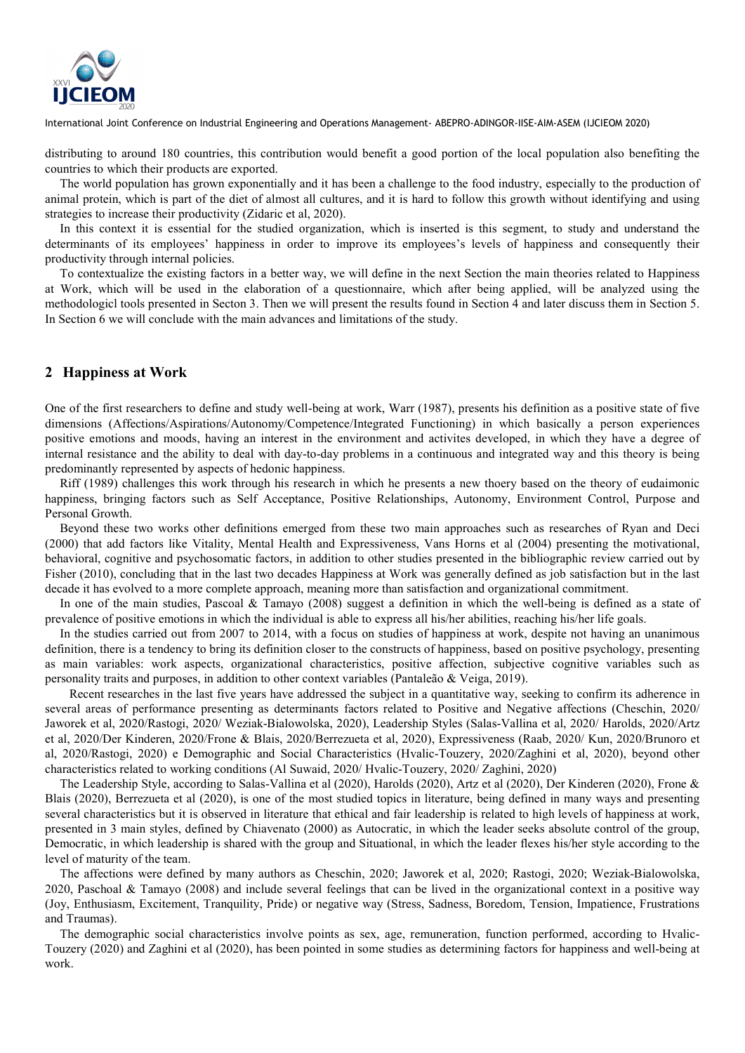distributing to around 180 countries, this contribution would benefit a good portion of the local population also benefiting the countries to which their products are exported.

The world population has grown exponentially and it has been a challenge to the food industry, especially to the production of animal protein, which is part of the diet of almost all cultures, and it is hard to follow this growth without identifying and using strategies to increase their productivity (Zidaric et al, 2020).

In this context it is essential for the studied organization, which is inserted is this segment, to study and understand the determinants of its employees' happiness in order to improve its employees's levels of happiness and consequently their productivity through internal policies.

To contextualize the existing factors in a better way, we will define in the next Section the main theories related to Happiness at Work, which will be used in the elaboration of a questionnaire, which after being applied, will be analyzed using the methodologicl tools presented in Secton 3. Then we will present the results found in Section 4 and later discuss them in Section 5. In Section 6 we will conclude with the main advances and limitations of the study.

## 2 Happiness at Work

One of the first researchers to define and study well-being at work, Warr (1987), presents his definition as a positive state of five dimensions (Affections/Aspirations/Autonomy/Competence/Integrated Functioning) in which basically a person experiences positive emotions and moods, having an interest in the environment and activites developed, in which they have a degree of internal resistance and the ability to deal with day-to-day problems in a continuous and integrated way and this theory is being predominantly represented by aspects of hedonic happiness.

Riff (1989) challenges this work through his research in which he presents a new thoery based on the theory of eudaimonic happiness, bringing factors such as Self Acceptance, Positive Relationships, Autonomy, Environment Control, Purpose and Personal Growth.

Beyond these two works other definitions emerged from these two main approaches such as researches of Ryan and Deci (2000) that add factors like Vitality, Mental Health and Expressiveness, Vans Horns et al (2004) presenting the motivational, behavioral, cognitive and psychosomatic factors, in addition to other studies presented in the bibliographic review carried out by Fisher (2010), concluding that in the last two decades Happiness at Work was generally defined as job satisfaction but in the last decade it has evolved to a more complete approach, meaning more than satisfaction and organizational commitment.

In one of the main studies, Pascoal & Tamayo (2008) suggest a definition in which the well-being is defined as a state of prevalence of positive emotions in which the individual is able to express all his/her abilities, reaching his/her life goals.

In the studies carried out from 2007 to 2014, with a focus on studies of happiness at work, despite not having an unanimous definition, there is a tendency to bring its definition closer to the constructs of happiness, based on positive psychology, presenting as main variables: work aspects, organizational characteristics, positive affection, subjective cognitive variables such as personality traits and purposes, in addition to other context variables (Pantaleão & Veiga, 2019).

Recent researches in the last five years have addressed the subject in a quantitative way, seeking to confirm its adherence in several areas of performance presenting as determinants factors related to Positive and Negative affections (Cheschin, 2020/ Jaworek et al, 2020/Rastogi, 2020/ Weziak-Bialowolska, 2020), Leadership Styles (Salas-Vallina et al, 2020/ Harolds, 2020/Artz et al, 2020/Der Kinderen, 2020/Frone & Blais, 2020/Berrezueta et al, 2020), Expressiveness (Raab, 2020/ Kun, 2020/Brunoro et al, 2020/Rastogi, 2020) e Demographic and Social Characteristics (Hvalic-Touzery, 2020/Zaghini et al, 2020), beyond other characteristics related to working conditions (Al Suwaid, 2020/ Hvalic-Touzery, 2020/ Zaghini, 2020)

The Leadership Style, according to Salas-Vallina et al (2020), Harolds (2020), Artz et al (2020), Der Kinderen (2020), Frone & Blais (2020), Berrezueta et al (2020), is one of the most studied topics in literature, being defined in many ways and presenting several characteristics but it is observed in literature that ethical and fair leadership is related to high levels of happiness at work, presented in 3 main styles, defined by Chiavenato (2000) as Autocratic, in which the leader seeks absolute control of the group, Democratic, in which leadership is shared with the group and Situational, in which the leader flexes his/her style according to the level of maturity of the team.

The affections were defined by many authors as Cheschin, 2020; Jaworek et al, 2020; Rastogi, 2020; Weziak-Bialowolska, 2020, Paschoal & Tamayo (2008) and include several feelings that can be lived in the organizational context in a positive way (Joy, Enthusiasm, Excitement, Tranquility, Pride) or negative way (Stress, Sadness, Boredom, Tension, Impatience, Frustrations and Traumas).

The demographic social characteristics involve points as sex, age, remuneration, function performed, according to Hvalic-Touzery (2020) and Zaghini et al (2020), has been pointed in some studies as determining factors for happiness and well-being at work.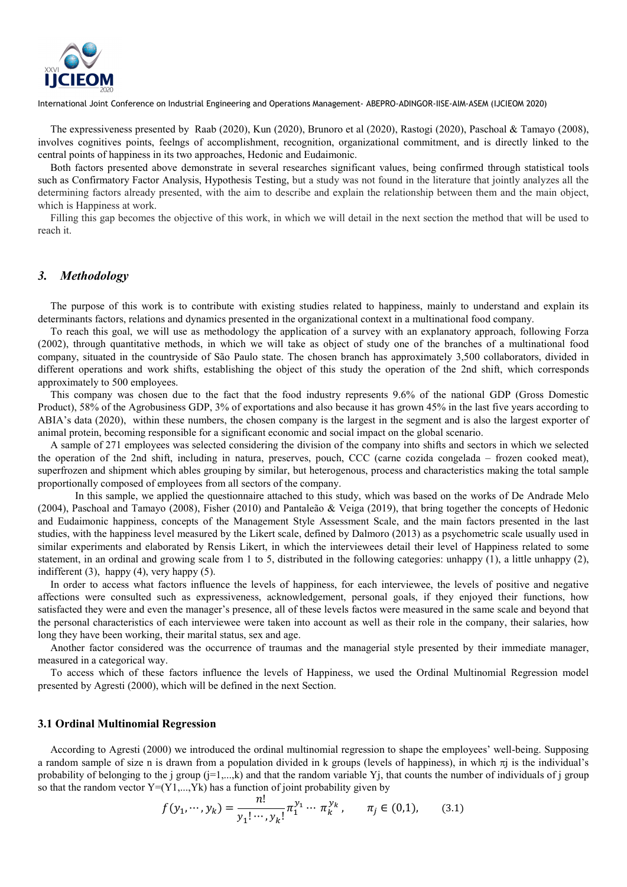The expressiveness presented by Raab (2020), Kun (2020), Brunoro et al (2020), Rastogi (2020), Paschoal & Tamayo (2008), involves cognitives points, feelngs of accomplishment, recognition, organizational commitment, and is directly linked to the central points of happiness in its two approaches, Hedonic and Eudaimonic.

Both factors presented above demonstrate in several researches significant values, being confirmed through statistical tools such as Confirmatory Factor Analysis, Hypothesis Testing, but a study was not found in the literature that jointly analyzes all the determining factors already presented, with the aim to describe and explain the relationship between them and the main object, which is Happiness at work.

Filling this gap becomes the objective of this work, in which we will detail in the next section the method that will be used to reach it.

## *3. Methodology*

The purpose of this work is to contribute with existing studies related to happiness, mainly to understand and explain its determinants factors, relations and dynamics presented in the organizational context in a multinational food company.

To reach this goal, we will use as methodology the application of a survey with an explanatory approach, following Forza (2002), through quantitative methods, in which we will take as object of study one of the branches of a multinational food company, situated in the countryside of São Paulo state. The chosen branch has approximately 3,500 collaborators, divided in different operations and work shifts, establishing the object of this study the operation of the 2nd shift, which corresponds approximately to 500 employees.

This company was chosen due to the fact that the food industry represents 9.6% of the national GDP (Gross Domestic Product), 58% of the Agrobusiness GDP, 3% of exportations and also because it has grown 45% in the last five years according to ABIA's data (2020), within these numbers, the chosen company is the largest in the segment and is also the largest exporter of animal protein, becoming responsible for a significant economic and social impact on the global scenario.

A sample of 271 employees was selected considering the division of the company into shifts and sectors in which we selected the operation of the 2nd shift, including in natura, preserves, pouch, CCC (carne cozida congelada – frozen cooked meat), superfrozen and shipment which ables grouping by similar, but heterogenous, process and characteristics making the total sample proportionally composed of employees from all sectors of the company.

In this sample, we applied the questionnaire attached to this study, which was based on the works of De Andrade Melo (2004), Paschoal and Tamayo (2008), Fisher (2010) and Pantaleão & Veiga (2019), that bring together the concepts of Hedonic and Eudaimonic happiness, concepts of the Management Style Assessment Scale, and the main factors presented in the last studies, with the happiness level measured by the Likert scale, defined by Dalmoro (2013) as a psychometric scale usually used in similar experiments and elaborated by Rensis Likert, in which the interviewees detail their level of Happiness related to some statement, in an ordinal and growing scale from 1 to 5, distributed in the following categories: unhappy (1), a little unhappy (2), indifferent (3), happy (4), very happy (5).

In order to access what factors influence the levels of happiness, for each interviewee, the levels of positive and negative affections were consulted such as expressiveness, acknowledgement, personal goals, if they enjoyed their functions, how satisfacted they were and even the manager's presence, all of these levels factos were measured in the same scale and beyond that the personal characteristics of each interviewee were taken into account as well as their role in the company, their salaries, how long they have been working, their marital status, sex and age.

Another factor considered was the occurrence of traumas and the managerial style presented by their immediate manager, measured in a categorical way.

To access which of these factors influence the levels of Happiness, we used the Ordinal Multinomial Regression model presented by Agresti (2000), which will be defined in the next Section.

### 3.1 Ordinal Multinomial Regression

According to Agresti (2000) we introduced the ordinal multinomial regression to shape the employees' well-being. Supposing a random sample of size n is drawn from a population divided in k groups (levels of happiness), in which $\pi_j$ is the individual's probability of belonging to the j group ($j=1,...,k$) and that the random variable $Y_j$, that counts the number of individuals of j group so that the random vector $Y=(Y_1,...,Y_k)$ has a function of joint probability given by

$$f(y_1, \cdots, y_k) = \frac{n!}{y_1! \cdots, y_k!} \pi_1^{y_1} \cdots \pi_k^{y_k}, \qquad \pi_j \in (0,1), \qquad (3.1)$$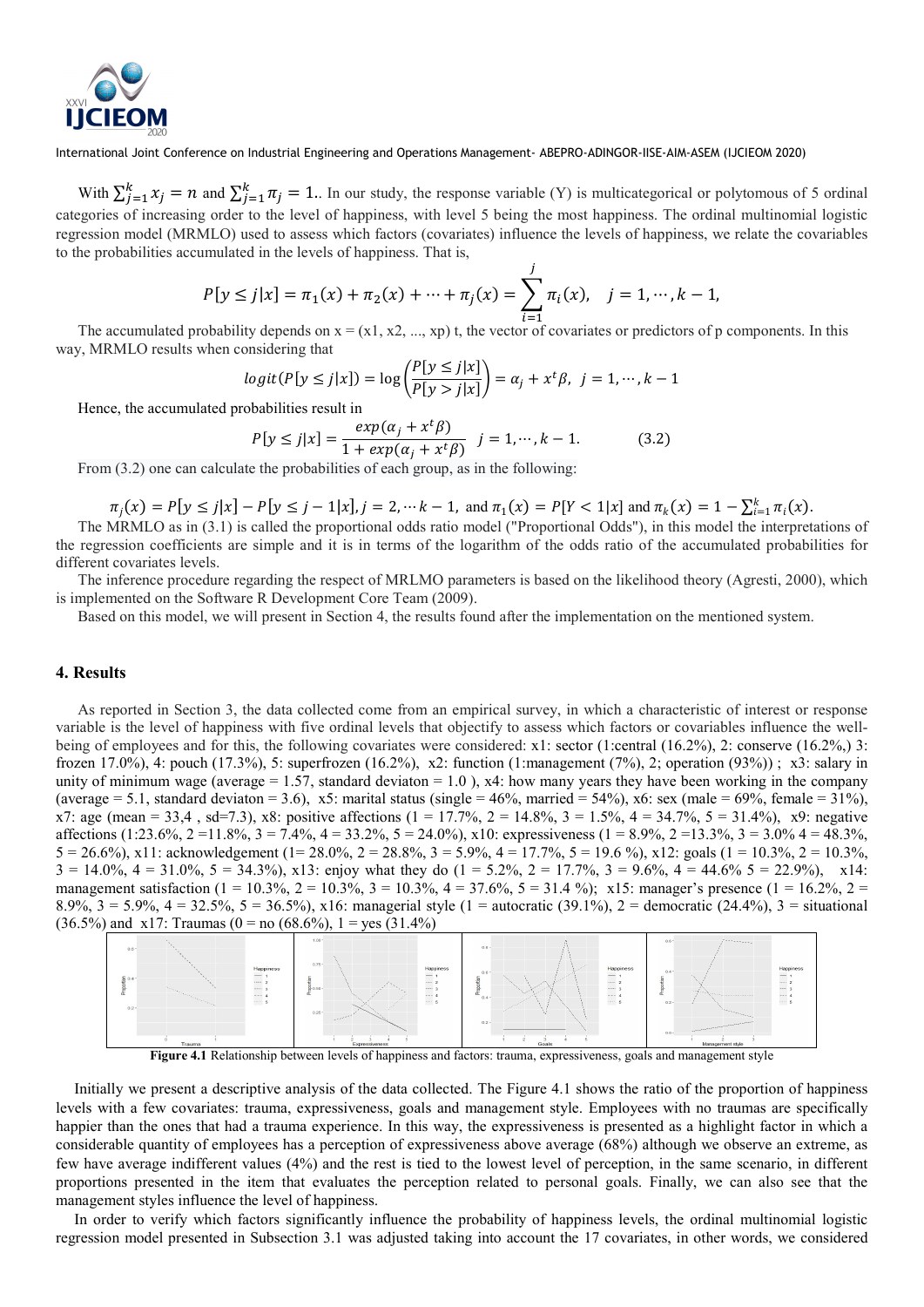With $\sum_{j=1}^{k} x_j = n$ and $\sum_{j=1}^{k} \pi_j = 1$.. In our study, the response variable (Y) is multicategorical or polytomous of 5 ordinal categories of increasing order to the level of happiness, with level 5 being the most happiness. The ordinal multinomial logistic regression model (MRMLO) used to assess which factors (covariates) influence the levels of happiness, we relate the covariables to the probabilities accumulated in the levels of happiness. That is,

$$P[y \leq j|x] = \pi_1(x) + \pi_2(x) + \cdots + \pi_j(x) = \sum_{i=1}^{j} \pi_i(x), \quad j = 1, \cdots, k-1,$$

The accumulated probability depends on x = (x1, x2, ..., xp) t, the vector of covariates or predictors of p components. In this way, MRMLO results when considering that

$$logit(P[y \leq j|x]) = \log\left(\frac{P[y \leq j|x]}{P[y > j|x]}\right) = \alpha_j + x^t\beta, \; j = 1, \cdots, k-1$$

Hence, the accumulated probabilities result in

$$P[y \leq j|x] = \frac{exp(\alpha_j + x^t\beta)}{1 + exp(\alpha_j + x^t\beta)} \;\; j = 1, \cdots, k-1. \qquad (3.2)$$

From (3.2) one can calculate the probabilities of each group, as in the following:

$$\pi_j(x) = P[y \leq j|x] - P[y \leq j-1|x], j = 2, \cdots k-1, \text{ and } \pi_1(x) = P[Y < 1|x] \text{ and } \pi_k(x) = 1 - \sum_{i=1}^{k} \pi_i(x).$$

The MRMLO as in (3.1) is called the proportional odds ratio model ("Proportional Odds"), in this model the interpretations of the regression coefficients are simple and it is in terms of the logarithm of the odds ratio of the accumulated probabilities for different covariates levels.

The inference procedure regarding the respect of MRLMO parameters is based on the likelihood theory (Agresti, 2000), which is implemented on the Software R Development Core Team (2009).

Based on this model, we will present in Section 4, the results found after the implementation on the mentioned system.

## 4. Results

As reported in Section 3, the data collected come from an empirical survey, in which a characteristic of interest or response variable is the level of happiness with five ordinal levels that objectify to assess which factors or covariables influence the well-being of employees and for this, the following covariates were considered: x1: sector (1:central (16.2%), 2: conserve (16.2%,) 3: frozen 17.0%), 4: pouch (17.3%), 5: superfrozen (16.2%), x2: function (1:management (7%), 2; operation (93%)) ; x3: salary in unity of minimum wage (average = 1.57, standard deviaton = 1.0 ), x4: how many years they have been working in the company (average = 5.1, standard deviaton = 3.6), x5: marital status (single = 46%, married = 54%), x6: sex (male = 69%, female = 31%), x7: age (mean = 33,4 , sd=7.3), x8: positive affections (1 = 17.7%, 2 = 14.8%, 3 = 1.5%, 4 = 34.7%, 5 = 31.4%), x9: negative affections (1:23.6%, 2 =11.8%, 3 = 7.4%, 4 = 33.2%, 5 = 24.0%), x10: expressiveness (1 = 8.9%, 2 =13.3%, 3 = 3.0% 4 = 48.3%, 5 = 26.6%), x11: acknowledgement (1= 28.0%, 2 = 28.8%, 3 = 5.9%, 4 = 17.7%, 5 = 19.6 %), x12: goals (1 = 10.3%, 2 = 10.3%, 3 = 14.0%, 4 = 31.0%, 5 = 34.3%), x13: enjoy what they do (1 = 5.2%, 2 = 17.7%, 3 = 9.6%, 4 = 44.6% 5 = 22.9%), x14: management satisfaction (1 = 10.3%, 2 = 10.3%, 3 = 10.3%, 4 = 37.6%, 5 = 31.4 %); x15: manager's presence (1 = 16.2%, 2 = 8.9%, 3 = 5.9%, 4 = 32.5%, 5 = 36.5%), x16: managerial style (1 = autocratic (39.1%), 2 = democratic (24.4%), 3 = situational (36.5%) and x17: Traumas (0 = no (68.6%), 1 = yes (31.4%)

**Figure 4.1** Relationship between levels of happiness and factors: trauma, expressiveness, goals and management style

Initially we present a descriptive analysis of the data collected. The Figure 4.1 shows the ratio of the proportion of happiness levels with a few covariates: trauma, expressiveness, goals and management style. Employees with no traumas are specifically happier than the ones that had a trauma experience. In this way, the expressiveness is presented as a highlight factor in which a considerable quantity of employees has a perception of expressiveness above average (68%) although we observe an extreme, as few have average indifferent values (4%) and the rest is tied to the lowest level of perception, in the same scenario, in different proportions presented in the item that evaluates the perception related to personal goals. Finally, we can also see that the management styles influence the level of happiness.

In order to verify which factors significantly influence the probability of happiness levels, the ordinal multinomial logistic regression model presented in Subsection 3.1 was adjusted taking into account the 17 covariates, in other words, we considered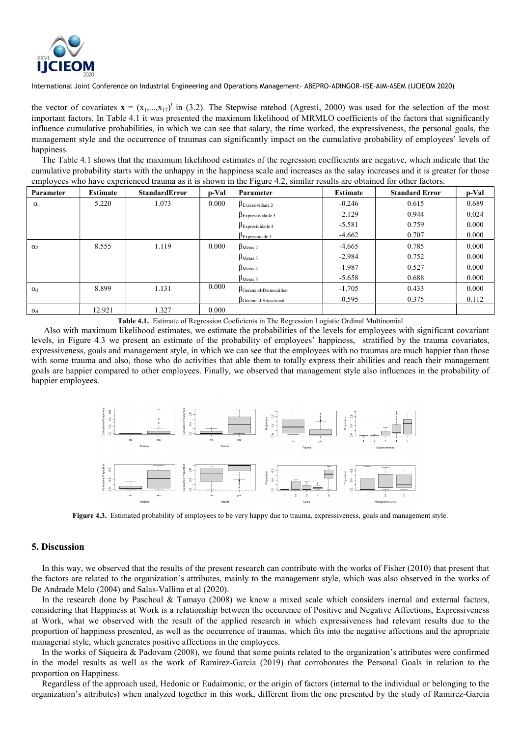the vector of covariates $\mathbf{x} = (x_1,...,x_{17})^t$ in (3.2). The Stepwise mtehod (Agresti, 2000) was used for the selection of the most important factors. In Table 4.1 it was presented the maximum likelihood of MRMLO coefficients of the factors that significantly influence cumulative probabilities, in which we can see that salary, the time worked, the expressiveness, the personal goals, the management style and the occurrence of traumas can significantly impact on the cumulative probability of employees' levels of happiness.

The Table 4.1 shows that the maximum likelihood estimates of the regression coefficients are negative, which indicate that the cumulative probability starts with the unhappy in the happiness scale and increases as the salay increases and it is greater for those employees who have experienced trauma as it is shown in the Figure 4.2, similar results are obtained for other factors.

| Parameter | Estimate | StandardError | p-Val | Parameter | Estimate | Standard Error | p-Val |
|---|---|---|---|---|---|---|---|
| $\alpha_1$ | 5.220 | 1.073 | 0.000 | $\beta_{Exressividade\ 2}$ | -0.246 | 0.615 | 0.689 |
| | | | | $\beta_{Expressividade\ 3}$ | -2.129 | 0.944 | 0.024 |
| | | | | $\beta_{Expresividade\ 4}$ | -5.581 | 0.759 | 0.000 |
| | | | | $\beta_{Expressidade\ 5}$ | -4.662 | 0.707 | 0.000 |
| $\alpha_2$ | 8.555 | 1.119 | 0.000 | $\beta_{Metas\ 2}$ | -4.665 | 0.785 | 0.000 |
| | | | | $\beta_{Metas\ 3}$ | -2.984 | 0.752 | 0.000 |
| | | | | $\beta_{Metas\ 4}$ | -1.987 | 0.527 | 0.000 |
| | | | | $\beta_{Metas\ 5}$ | -5.658 | 0.688 | 0.000 |
| $\alpha_3$ | 8.899 | 1.131 | 0.000 | $\beta_{Gerencial-Democrático}$ | -1.705 | 0.433 | 0.000 |
| | | | | $\beta_{Gerencial-Situacional}$ | -0.595 | 0.375 | 0.112 |
| $\alpha_4$ | 12.921 | 1.327 | 0.000 | | | | |

**Table 4.1.** Estimate of Regression Coeficients in The Regression Logistic Ordinal Multinomial

Also with maximum likelihood estimates, we estimate the probabilities of the levels for employees with significant covariant levels, in Figure 4.3 we present an estimate of the probability of employees' happiness, stratified by the trauma covariates, expressiveness, goals and management style, in which we can see that the employees with no traumas are much happier than those with some trauma and also, those who do activities that able them to totally express their abilities and reach their management goals are happier compared to other employees. Finally, we observed that management style also influences in the probability of happier employees.

**Figure 4.3.** Estimated probability of employees to be very happy due to trauma, expressiveness, goals and management style.

## 5. Discussion

In this way, we observed that the results of the present research can contribute with the works of Fisher (2010) that present that the factors are related to the organization's attributes, mainly to the management style, which was also observed in the works of De Andrade Melo (2004) and Salas-Vallina et al (2020).

In the research done by Paschoal & Tamayo (2008) we know a mixed scale which considers inernal and external factors, considering that Happiness at Work is a relationship between the occurence of Positive and Negative Affections, Expressiveness at Work, what we observed with the result of the applied research in which expressiveness had relevant results due to the proportion of happiness presented, as well as the occurrence of traumas, which fits into the negative affections and the apropriate managerial style, which generates positive affections in the employees.

In the works of Siqueira & Padovam (2008), we found that some points related to the organization's attributes were confirmed in the model results as well as the work of Ramirez-Garcia (2019) that corroborates the Personal Goals in relation to the proportion on Happiness.

Regardless of the approach used, Hedonic or Eudaimonic, or the origin of factors (internal to the individual or belonging to the organization's attributes) when analyzed together in this work, different from the one presented by the study of Ramirez-Garcia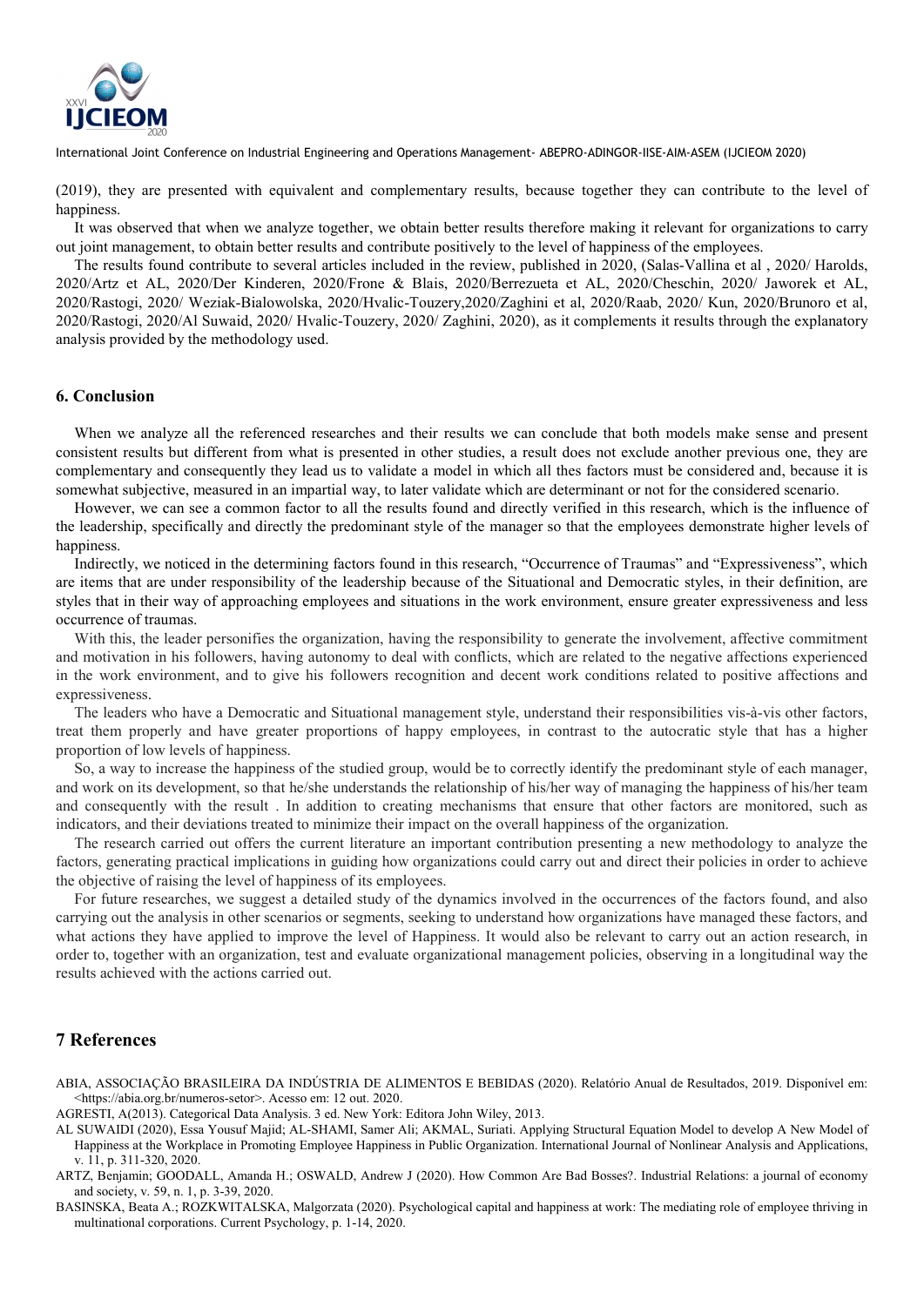(2019), they are presented with equivalent and complementary results, because together they can contribute to the level of happiness.

It was observed that when we analyze together, we obtain better results therefore making it relevant for organizations to carry out joint management, to obtain better results and contribute positively to the level of happiness of the employees.

The results found contribute to several articles included in the review, published in 2020, (Salas-Vallina et al , 2020/ Harolds, 2020/Artz et AL, 2020/Der Kinderen, 2020/Frone & Blais, 2020/Berrezueta et AL, 2020/Cheschin, 2020/ Jaworek et AL, 2020/Rastogi, 2020/ Weziak-Bialowolska, 2020/Hvalic-Touzery,2020/Zaghini et al, 2020/Raab, 2020/ Kun, 2020/Brunoro et al, 2020/Rastogi, 2020/Al Suwaid, 2020/ Hvalic-Touzery, 2020/ Zaghini, 2020), as it complements it results through the explanatory analysis provided by the methodology used.

## 6. Conclusion

When we analyze all the referenced researches and their results we can conclude that both models make sense and present consistent results but different from what is presented in other studies, a result does not exclude another previous one, they are complementary and consequently they lead us to validate a model in which all thes factors must be considered and, because it is somewhat subjective, measured in an impartial way, to later validate which are determinant or not for the considered scenario.

However, we can see a common factor to all the results found and directly verified in this research, which is the influence of the leadership, specifically and directly the predominant style of the manager so that the employees demonstrate higher levels of happiness.

Indirectly, we noticed in the determining factors found in this research, "Occurrence of Traumas" and "Expressiveness", which are items that are under responsibility of the leadership because of the Situational and Democratic styles, in their definition, are styles that in their way of approaching employees and situations in the work environment, ensure greater expressiveness and less occurrence of traumas.

With this, the leader personifies the organization, having the responsibility to generate the involvement, affective commitment and motivation in his followers, having autonomy to deal with conflicts, which are related to the negative affections experienced in the work environment, and to give his followers recognition and decent work conditions related to positive affections and expressiveness.

The leaders who have a Democratic and Situational management style, understand their responsibilities vis-à-vis other factors, treat them properly and have greater proportions of happy employees, in contrast to the autocratic style that has a higher proportion of low levels of happiness.

So, a way to increase the happiness of the studied group, would be to correctly identify the predominant style of each manager, and work on its development, so that he/she understands the relationship of his/her way of managing the happiness of his/her team and consequently with the result . In addition to creating mechanisms that ensure that other factors are monitored, such as indicators, and their deviations treated to minimize their impact on the overall happiness of the organization.

The research carried out offers the current literature an important contribution presenting a new methodology to analyze the factors, generating practical implications in guiding how organizations could carry out and direct their policies in order to achieve the objective of raising the level of happiness of its employees.

For future researches, we suggest a detailed study of the dynamics involved in the occurrences of the factors found, and also carrying out the analysis in other scenarios or segments, seeking to understand how organizations have managed these factors, and what actions they have applied to improve the level of Happiness. It would also be relevant to carry out an action research, in order to, together with an organization, test and evaluate organizational management policies, observing in a longitudinal way the results achieved with the actions carried out.

## 7 References

ABIA, ASSOCIAÇÃO BRASILEIRA DA INDÚSTRIA DE ALIMENTOS E BEBIDAS (2020). Relatório Anual de Resultados, 2019. Disponível em: <https://abia.org.br/numeros-setor>. Acesso em: 12 out. 2020.

AGRESTI, A(2013). Categorical Data Analysis. 3 ed. New York: Editora John Wiley, 2013.

AL SUWAIDI (2020), Essa Yousuf Majid; AL-SHAMI, Samer Ali; AKMAL, Suriati. Applying Structural Equation Model to develop A New Model of Happiness at the Workplace in Promoting Employee Happiness in Public Organization. International Journal of Nonlinear Analysis and Applications, v. 11, p. 311-320, 2020.

ARTZ, Benjamin; GOODALL, Amanda H.; OSWALD, Andrew J (2020). How Common Are Bad Bosses?. Industrial Relations: a journal of economy and society, v. 59, n. 1, p. 3-39, 2020.

BASINSKA, Beata A.; ROZKWITALSKA, Malgorzata (2020). Psychological capital and happiness at work: The mediating role of employee thriving in multinational corporations. Current Psychology, p. 1-14, 2020.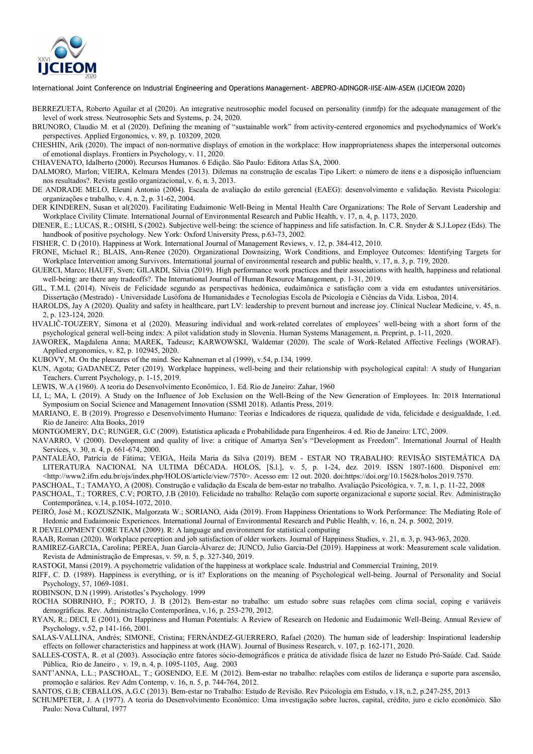BERREZUETA, Roberto Aguilar et al (2020). An integrative neutrosophic model focused on personality (inmfp) for the adequate management of the level of work stress. Neutrosophic Sets and Systems, p. 24, 2020.

BRUNORO, Claudio M. et al (2020). Defining the meaning of "sustainable work" from activity-centered ergonomics and psychodynamics of Work's perspectives. Applied Ergonomics, v. 89, p. 103209, 2020.

CHESHIN, Arik (2020). The impact of non-normative displays of emotion in the workplace: How inappropriateness shapes the interpersonal outcomes of emotional displays. Frontiers in Psychology, v. 11, 2020.

CHIAVENATO, Idalberto (2000). Recursos Humanos. 6 Edição. São Paulo: Editora Atlas SA, 2000.

DALMORO, Marlon; VIEIRA, Kelmara Mendes (2013). Dilemas na construção de escalas Tipo Likert: o número de itens e a disposição influenciam nos resultados?. Revista gestão organizacional, v. 6, n. 3, 2013.

DE ANDRADE MELO, Eleuní Antonio (2004). Escala de avaliação do estilo gerencial (EAEG): desenvolvimento e validação. Revista Psicologia: organizações e trabalho, v. 4, n. 2, p. 31-62, 2004.

DER KINDEREN, Susan et al(2020). Facilitating Eudaimonic Well-Being in Mental Health Care Organizations: The Role of Servant Leadership and Workplace Civility Climate. International Journal of Environmental Research and Public Health, v. 17, n. 4, p. 1173, 2020.

DIENER, E.; LUCAS, R.; OISHI, S (2002). Subjective well-being: the science of happiness and life satisfaction. In. C.R. Snyder & S.J.Lopez (Eds). The handbook of positive psychology. New York: Oxford University Press, p.63-73, 2002.

FISHER, C. D (2010). Happiness at Work. International Journal of Management Reviews, v. 12, p. 384-412, 2010.

FRONE, Michael R.; BLAIS, Ann-Renee (2020). Organizational Downsizing, Work Conditions, and Employee Outcomes: Identifying Targets for Workplace Intervention among Survivors. International journal of environmental research and public health, v. 17, n. 3, p. 719, 2020.

GUERCI, Marco; HAUFF, Sven; GILARDI, Silvia (2019). High performance work practices and their associations with health, happiness and relational well-being: are there any tradeoffs?. The International Journal of Human Resource Management, p. 1-31, 2019.

GIL, T.M.L (2014). Níveis de Felicidade segundo as perspectivas hedónica, eudaimônica e satisfação com a vida em estudantes universitários. Dissertação (Mestrado) - Universidade Lusófona de Humanidades e Tecnologias Escola de Psicologia e Ciências da Vida. Lisboa, 2014.

HAROLDS, Jay A (2020). Quality and safety in healthcare, part LV: leadership to prevent burnout and increase joy. Clinical Nuclear Medicine, v. 45, n. 2, p. 123-124, 2020.

HVALIČ-TOUZERY, Simona et al (2020). Measuring individual and work-related correlates of employees' well-being with a short form of the psychological general well-being index: A pilot validation study in Slovenia. Human Systems Management, n. Preprint, p. 1-11, 2020.

JAWOREK, Magdalena Anna; MAREK, Tadeusz; KARWOWSKI, Waldemar (2020). The scale of Work-Related Affective Feelings (WORAF). Applied ergonomics, v. 82, p. 102945, 2020.

KUBOVY, M. On the pleasures of the mind. See Kahneman et al (1999), v.54, p.134, 1999.

KUN, Agota; GADANECZ, Peter (2019). Workplace happiness, well-being and their relationship with psychological capital: A study of Hungarian Teachers. Current Psychology, p. 1-15, 2019.

LEWIS, W.A (1960). A teoria do Desenvolvimento Econômico, 1. Ed. Rio de Janeiro: Zahar, 1960

LI, L; MA, L (2019). A Study on the Influence of Job Exclusion on the Well-Being of the New Generation of Employees. In: 2018 International Symposium on Social Science and Management Innovation (SSMI 2018). Atlantis Press, 2019.

MARIANO, E. B (2019). Progresso e Desenvolvimento Humano: Teorias e Indicadores de riqueza, qualidade de vida, felicidade e desigualdade, 1.ed. Rio de Janeiro: Alta Books, 2019

MONTGOMERY, D.C; RUNGER, G.C (2009). Estatística aplicada e Probabilidade para Engenheiros. 4 ed. Rio de Janeiro: LTC, 2009.

NAVARRO, V (2000). Development and quality of live: a critique of Amartya Sen's "Development as Freedom". International Journal of Health Services, v. 30, n. 4, p. 661-674, 2000.

PANTALEÃO, Patrícia de Fátima; VEIGA, Heila Maria da Silva (2019). BEM - ESTAR NO TRABALHO: REVISÃO SISTEMÁTICA DA LITERATURA NACIONAL NA ULTIMA DÉCADA. HOLOS, [S.l.], v. 5, p. 1-24, dez. 2019. ISSN 1807-1600. Disponível em: <http://www2.ifrn.edu.br/ojs/index.php/HOLOS/article/view/7570>. Acesso em: 12 out. 2020. doi:https://doi.org/10.15628/holos.2019.7570.

PASCHOAL, T.; TAMAYO, A (2008). Construção e validação da Escala de bem-estar no trabalho. Avaliação Psicológica, v. 7, n. 1, p. 11-22, 2008

PASCHOAL, T.; TORRES, C.V; PORTO, J.B (2010). Felicidade no trabalho: Relação com suporte organizacional e suporte social. Rev. Administração Contemporânea, v.14, p.1054-1072, 2010.

PEIRÓ, José M.; KOZUSZNIK, Malgorzata W.; SORIANO, Aida (2019). From Happiness Orientations to Work Performance: The Mediating Role of Hedonic and Eudaimonic Experiences. International Journal of Environmental Research and Public Health, v. 16, n. 24, p. 5002, 2019.

R DEVELOPMENT CORE TEAM (2009). R: A language and environment for statistical computing

RAAB, Roman (2020). Workplace perception and job satisfaction of older workers. Journal of Happiness Studies, v. 21, n. 3, p. 943-963, 2020.

RAMIREZ-GARCIA, Carolina; PEREA, Juan García-Álvarez de; JUNCO, Julio Garcia-Del (2019). Happiness at work: Measurement scale validation. Revista de Administração de Empresas, v. 59, n. 5, p. 327-340, 2019.

RASTOGI, Mansi (2019). A psychometric validation of the happiness at workplace scale. Industrial and Commercial Training, 2019.

RIFF, C. D. (1989). Happiness is everything, or is it? Explorations on the meaning of Psychological well-being. Journal of Personality and Social Psychology, 57, 1069-1081.

ROBINSON, D.N (1999). Aristotles's Psychology. 1999

ROCHA SOBRINHO, F.; PORTO, J. B (2012). Bem-estar no trabalho: um estudo sobre suas relações com clima social, coping e variáveis demográficas. Rev. Administração Contemporânea, v.16, p. 253-270, 2012.

RYAN, R.; DECI, E (2001). On Happiness and Human Potentials: A Review of Research on Hedonic and Eudaimonic Well-Being. Annual Review of Psychology, v.52, p 141-166, 2001.

SALAS-VALLINA, Andrés; SIMONE, Cristina; FERNÁNDEZ-GUERRERO, Rafael (2020). The human side of leadership: Inspirational leadership effects on follower characteristics and happiness at work (HAW). Journal of Business Research, v. 107, p. 162-171, 2020.

SALLES-COSTA, R. et al (2003). Associação entre fatores sócio-demográficos e prática de atividade física de lazer no Estudo Pró-Saúde. Cad. Saúde Pública, Rio de Janeiro , v. 19, n. 4, p. 1095-1105, Aug. 2003

SANT'ANNA, L.L.; PASCHOAL, T.; GOSENDO, E.E. M (2012). Bem-estar no trabalho: relações com estilos de liderança e suporte para ascensão, promoção e salários. Rev Adm Contemp, v. 16, n. 5, p. 744-764, 2012.

SANTOS, G.B; CEBALLOS, A.G.C (2013). Bem-estar no Trabalho: Estudo de Revisão. Rev Psicologia em Estudo, v.18, n.2, p.247-255, 2013

SCHUMPETER, J. A (1977). A teoria do Desenvolvimento Econômico: Uma investigação sobre lucros, capital, crédito, juro e ciclo econômico. São Paulo: Nova Cultural, 1977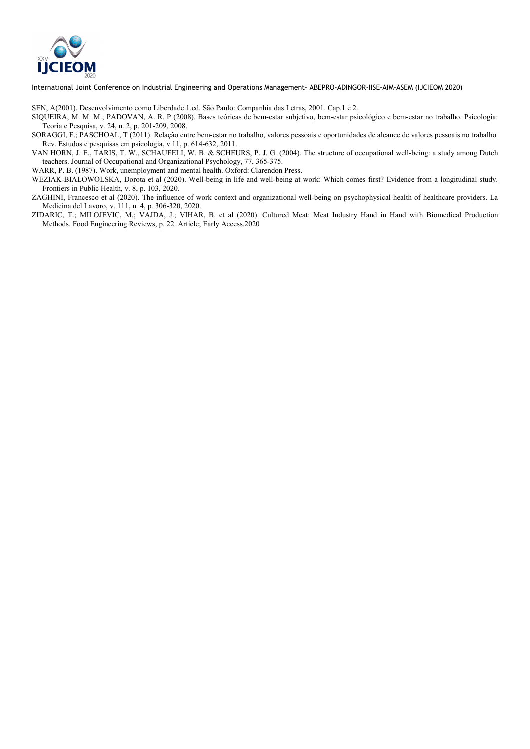SEN, A(2001). Desenvolvimento como Liberdade.1.ed. São Paulo: Companhia das Letras, 2001. Cap.1 e 2.

SIQUEIRA, M. M. M.; PADOVAN, A. R. P (2008). Bases teóricas de bem-estar subjetivo, bem-estar psicológico e bem-estar no trabalho. Psicologia: Teoria e Pesquisa, v. 24, n. 2, p. 201-209, 2008.

SORAGGI, F.; PASCHOAL, T (2011). Relação entre bem-estar no trabalho, valores pessoais e oportunidades de alcance de valores pessoais no trabalho. Rev. Estudos e pesquisas em psicologia, v.11, p. 614-632, 2011.

VAN HORN, J. E., TARIS, T. W., SCHAUFELI, W. B. & SCHEURS, P. J. G. (2004). The structure of occupational well-being: a study among Dutch teachers. Journal of Occupational and Organizational Psychology, 77, 365-375.

WARR, P. B. (1987). Work, unemployment and mental health. Oxford: Clarendon Press.

WEZIAK-BIALOWOLSKA, Dorota et al (2020). Well-being in life and well-being at work: Which comes first? Evidence from a longitudinal study. Frontiers in Public Health, v. 8, p. 103, 2020.

ZAGHINI, Francesco et al (2020). The influence of work context and organizational well-being on psychophysical health of healthcare providers. La Medicina del Lavoro, v. 111, n. 4, p. 306-320, 2020.

ZIDARIC, T.; MILOJEVIC, M.; VAJDA, J.; VIHAR, B. et al (2020). Cultured Meat: Meat Industry Hand in Hand with Biomedical Production Methods. Food Engineering Reviews, p. 22. Article; Early Access.2020